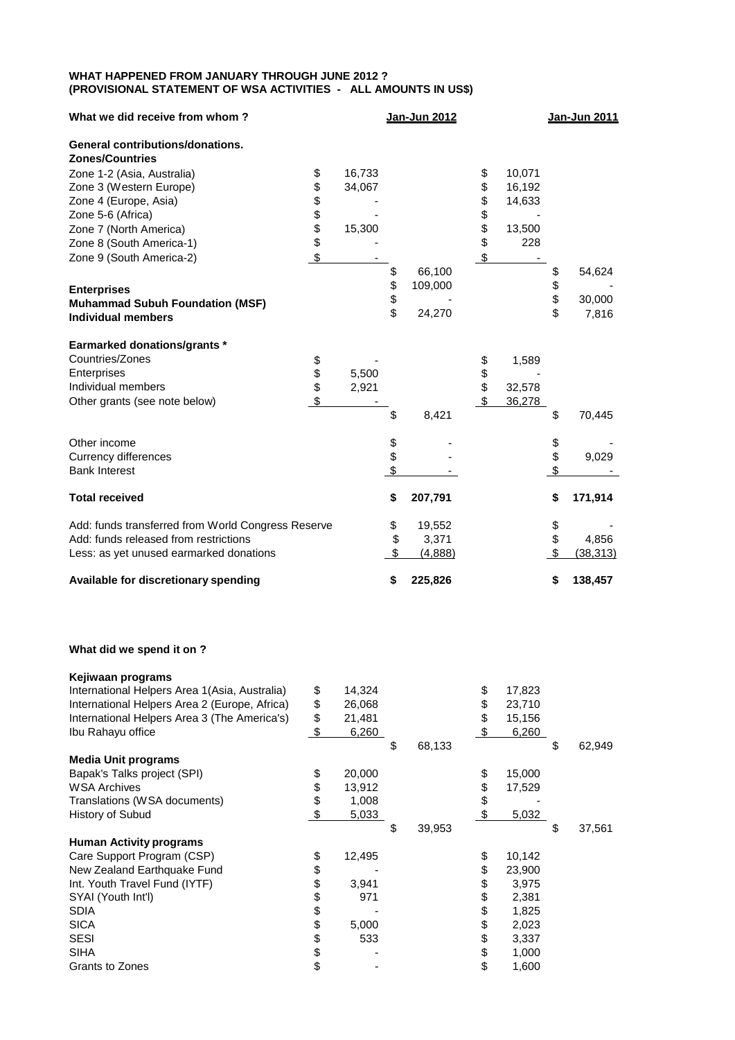**WHAT HAPPENED FROM JANUARY THROUGH JUNE 2012 ?**
**(PROVISIONAL STATEMENT OF WSA ACTIVITIES - ALL AMOUNTS IN US$)**

| What we did receive from whom ? | | Jan-Jun 2012 | | Jan-Jun 2011 |
|---|---|---|---|---|
| **General contributions/donations.** | | | | |
| **Zones/Countries** | | | | |
| Zone 1-2 (Asia, Australia) | $ 16,733 | | $ 10,071 | |
| Zone 3 (Western Europe) | $ 34,067 | | $ 16,192 | |
| Zone 4 (Europe, Asia) | $ - | | $ 14,633 | |
| Zone 5-6 (Africa) | $ - | | $ - | |
| Zone 7 (North America) | $ 15,300 | | $ 13,500 | |
| Zone 8 (South America-1) | $ - | | $ 228 | |
| Zone 9 (South America-2) | $ - | | $ - | |
| | | $ 66,100 | | $ 54,624 |
| **Enterprises** | | $ 109,000 | | $ - |
| **Muhammad Subuh Foundation (MSF)** | | $ - | | $ 30,000 |
| **Individual members** | | $ 24,270 | | $ 7,816 |
| **Earmarked donations/grants *** | | | | |
| Countries/Zones | $ - | | $ 1,589 | |
| Enterprises | $ 5,500 | | $ - | |
| Individual members | $ 2,921 | | $ 32,578 | |
| Other grants (see note below) | $ - | | $ 36,278 | |
| | | $ 8,421 | | $ 70,445 |
| Other income | | $ - | | $ - |
| Currency differences | | $ - | | $ 9,029 |
| Bank Interest | | $ - | | $ - |
| **Total received** | | **$ 207,791** | | **$ 171,914** |
| Add: funds transferred from World Congress Reserve | | $ 19,552 | | $ - |
| Add: funds released from restrictions | | $ 3,371 | | $ 4,856 |
| Less: as yet unused earmarked donations | | $ (4,888) | | $ (38,313) |
| **Available for discretionary spending** | | **$ 225,826** | | **$ 138,457** |

**What did we spend it on ?**

| | | Jan-Jun 2012 | | Jan-Jun 2011 |
|---|---|---|---|---|
| **Kejiwaan programs** | | | | |
| International Helpers Area 1(Asia, Australia) | $ 14,324 | | $ 17,823 | |
| International Helpers Area 2 (Europe, Africa) | $ 26,068 | | $ 23,710 | |
| International Helpers Area 3 (The America's) | $ 21,481 | | $ 15,156 | |
| Ibu Rahayu office | $ 6,260 | | $ 6,260 | |
| | | $ 68,133 | | $ 62,949 |
| **Media Unit programs** | | | | |
| Bapak's Talks project (SPI) | $ 20,000 | | $ 15,000 | |
| WSA Archives | $ 13,912 | | $ 17,529 | |
| Translations (WSA documents) | $ 1,008 | | $ - | |
| History of Subud | $ 5,033 | | $ 5,032 | |
| | | $ 39,953 | | $ 37,561 |
| **Human Activity programs** | | | | |
| Care Support Program (CSP) | $ 12,495 | | $ 10,142 | |
| New Zealand Earthquake Fund | $ - | | $ 23,900 | |
| Int. Youth Travel Fund (IYTF) | $ 3,941 | | $ 3,975 | |
| SYAI (Youth Int'l) | $ 971 | | $ 2,381 | |
| SDIA | $ - | | $ 1,825 | |
| SICA | $ 5,000 | | $ 2,023 | |
| SESI | $ 533 | | $ 3,337 | |
| SIHA | $ - | | $ 1,000 | |
| Grants to Zones | $ - | | $ 1,600 | |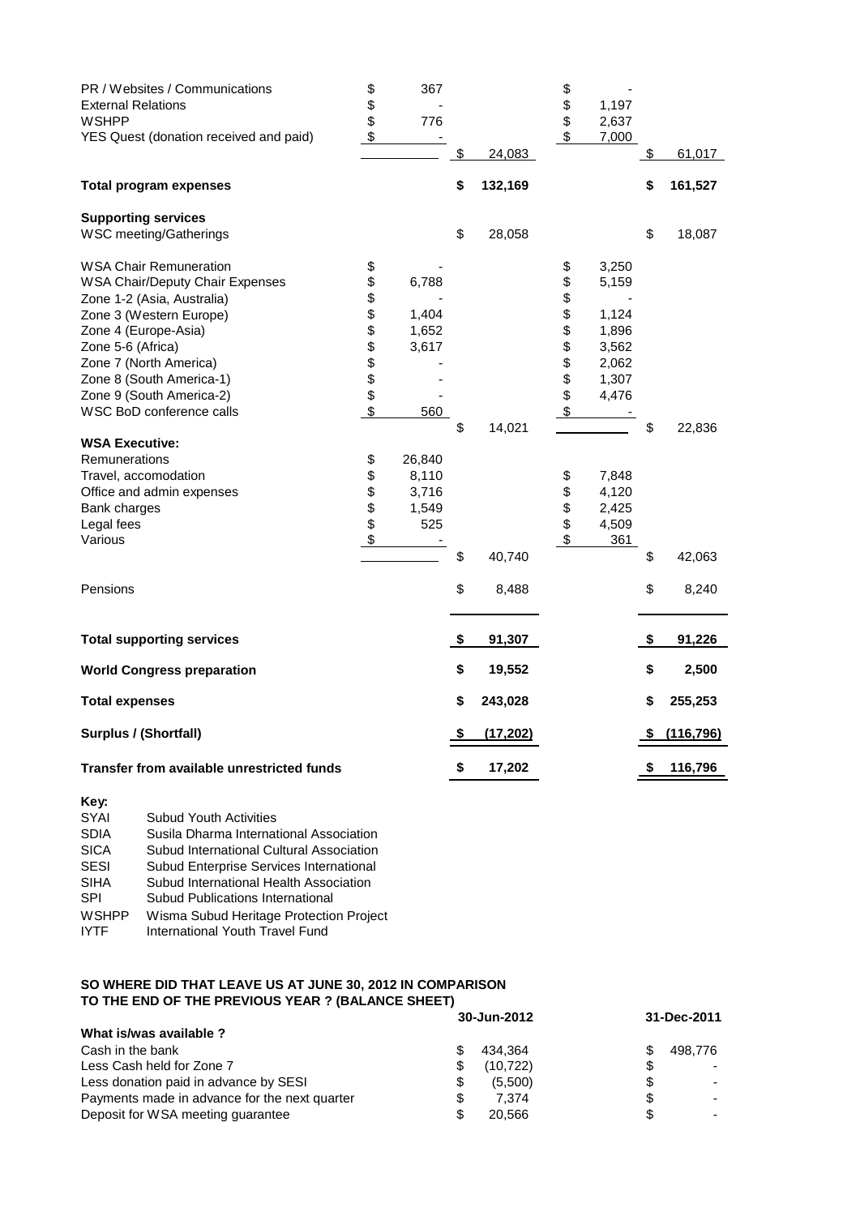| | | | | |
|---|---|---|---|---|
| PR / Websites / Communications | $ 367 | | $ - | |
| External Relations | $ - | | $ 1,197 | |
| WSHPP | $ 776 | | $ 2,637 | |
| YES Quest (donation received and paid) | $ - | | $ 7,000 | |
| | | $ 24,083 | | $ 61,017 |
| **Total program expenses** | | **$ 132,169** | | **$ 161,527** |
| **Supporting services** | | | | |
| WSC meeting/Gatherings | | $ 28,058 | | $ 18,087 |
| WSA Chair Remuneration | $ - | | $ 3,250 | |
| WSA Chair/Deputy Chair Expenses | $ 6,788 | | $ 5,159 | |
| Zone 1-2 (Asia, Australia) | $ - | | $ - | |
| Zone 3 (Western Europe) | $ 1,404 | | $ 1,124 | |
| Zone 4 (Europe-Asia) | $ 1,652 | | $ 1,896 | |
| Zone 5-6 (Africa) | $ 3,617 | | $ 3,562 | |
| Zone 7 (North America) | $ - | | $ 2,062 | |
| Zone 8 (South America-1) | $ - | | $ 1,307 | |
| Zone 9 (South America-2) | $ - | | $ 4,476 | |
| WSC BoD conference calls | $ 560 | | $ - | |
| | | $ 14,021 | | $ 22,836 |
| **WSA Executive:** | | | | |
| Remunerations | $ 26,840 | | | |
| Travel, accomodation | $ 8,110 | | $ 7,848 | |
| Office and admin expenses | $ 3,716 | | $ 4,120 | |
| Bank charges | $ 1,549 | | $ 2,425 | |
| Legal fees | $ 525 | | $ 4,509 | |
| Various | $ - | | $ 361 | |
| | | $ 40,740 | | $ 42,063 |
| Pensions | | $ 8,488 | | $ 8,240 |
| **Total supporting services** | | **$ 91,307** | | **$ 91,226** |
| **World Congress preparation** | | **$ 19,552** | | **$ 2,500** |
| **Total expenses** | | **$ 243,028** | | **$ 255,253** |
| **Surplus / (Shortfall)** | | **$ (17,202)** | | **$ (116,796)** |
| **Transfer from available unrestricted funds** | | **$ 17,202** | | **$ 116,796** |

**Key:**

| | |
|---|---|
| SYAI | Subud Youth Activities |
| SDIA | Susila Dharma International Association |
| SICA | Subud International Cultural Association |
| SESI | Subud Enterprise Services International |
| SIHA | Subud International Health Association |
| SPI | Subud Publications International |
| WSHPP | Wisma Subud Heritage Protection Project |
| IYTF | International Youth Travel Fund |

**SO WHERE DID THAT LEAVE US AT JUNE 30, 2012 IN COMPARISON TO THE END OF THE PREVIOUS YEAR ? (BALANCE SHEET)**

| | 30-Jun-2012 | 31-Dec-2011 |
|---|---|---|
| **What is/was available ?** | | |
| Cash in the bank | $ 434,364 | $ 498,776 |
| Less Cash held for Zone 7 | $ (10,722) | $ - |
| Less donation paid in advance by SESI | $ (5,500) | $ - |
| Payments made in advance for the next quarter | $ 7,374 | $ - |
| Deposit for WSA meeting guarantee | $ 20,566 | $ - |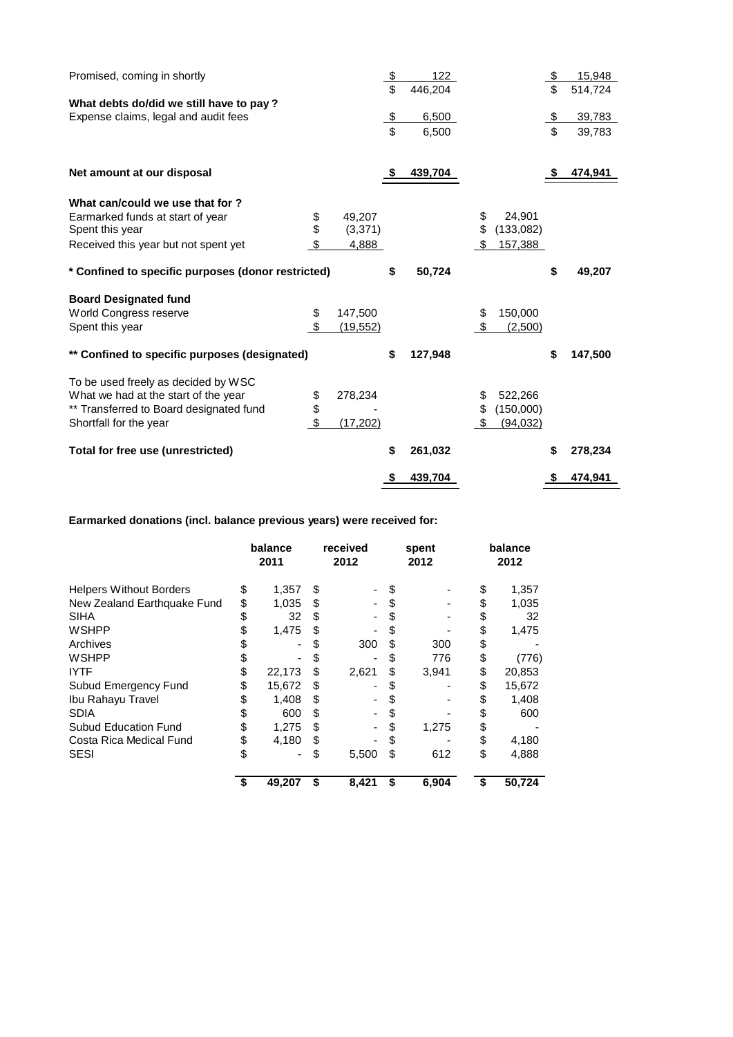| | | | | |
|---|---|---|---|---|
| Promised, coming in shortly | | $ 122 | | $ 15,948 |
| | | $ 446,204 | | $ 514,724 |
| **What debts do/did we still have to pay ?** | | | | |
| Expense claims, legal and audit fees | | $ 6,500 | | $ 39,783 |
| | | $ 6,500 | | $ 39,783 |
| **Net amount at our disposal** | | **$ 439,704** | | **$ 474,941** |
| **What can/could we use that for ?** | | | | |
| Earmarked funds at start of year | $ 49,207 | | $ 24,901 | |
| Spent this year | $ (3,371) | | $ (133,082) | |
| Received this year but not spent yet | $ 4,888 | | $ 157,388 | |
| **\* Confined to specific purposes (donor restricted)** | | **$ 50,724** | | **$ 49,207** |
| **Board Designated fund** | | | | |
| World Congress reserve | $ 147,500 | | $ 150,000 | |
| Spent this year | $ (19,552) | | $ (2,500) | |
| **\*\* Confined to specific purposes (designated)** | | **$ 127,948** | | **$ 147,500** |
| To be used freely as decided by WSC | | | | |
| What we had at the start of the year | $ 278,234 | | $ 522,266 | |
| \*\* Transferred to Board designated fund | $ - | | $ (150,000) | |
| Shortfall for the year | $ (17,202) | | $ (94,032) | |
| **Total for free use (unrestricted)** | | **$ 261,032** | | **$ 278,234** |
| | | **$ 439,704** | | **$ 474,941** |

**Earmarked donations (incl. balance previous years) were received for:**

| | balance 2011 | received 2012 | spent 2012 | balance 2012 |
|---|---|---|---|---|
| Helpers Without Borders | $ 1,357 | $ - | $ - | $ 1,357 |
| New Zealand Earthquake Fund | $ 1,035 | $ - | $ - | $ 1,035 |
| SIHA | $ 32 | $ - | $ - | $ 32 |
| WSHPP | $ 1,475 | $ - | $ - | $ 1,475 |
| Archives | $ - | $ 300 | $ 300 | $ - |
| WSHPP | $ - | $ - | $ 776 | $ (776) |
| IYTF | $ 22,173 | $ 2,621 | $ 3,941 | $ 20,853 |
| Subud Emergency Fund | $ 15,672 | $ - | $ - | $ 15,672 |
| Ibu Rahayu Travel | $ 1,408 | $ - | $ - | $ 1,408 |
| SDIA | $ 600 | $ - | $ - | $ 600 |
| Subud Education Fund | $ 1,275 | $ - | $ 1,275 | $ - |
| Costa Rica Medical Fund | $ 4,180 | $ - | $ - | $ 4,180 |
| SESI | $ - | $ 5,500 | $ 612 | $ 4,888 |
| | **$ 49,207** | **$ 8,421** | **$ 6,904** | **$ 50,724** |